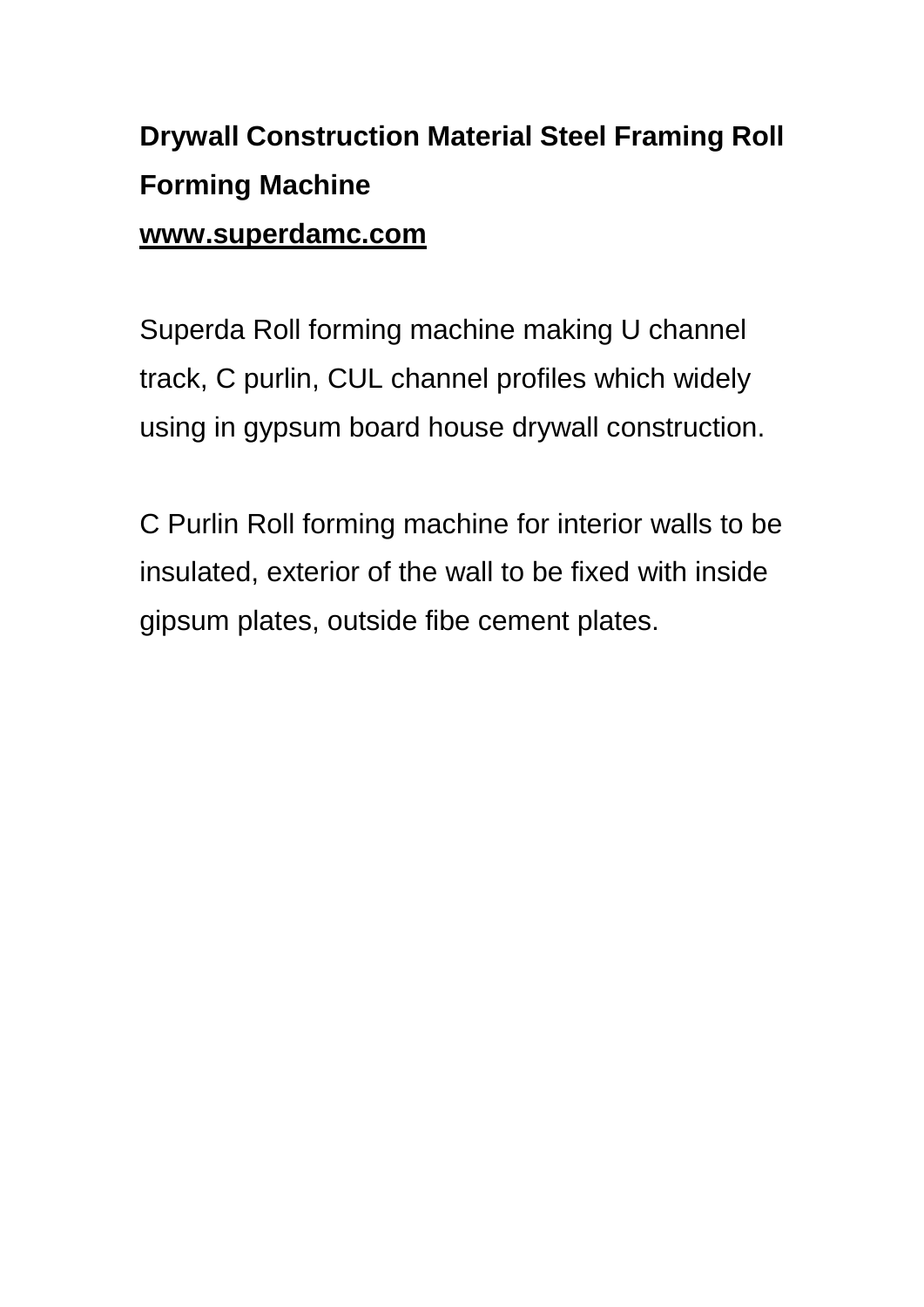# Drywall Construction Material Steel Framing Roll Forming Machine

**www.superdamc.com**

Superda Roll forming machine making U channel track, C purlin, CUL channel profiles which widely using in gypsum board house drywall construction.

C Purlin Roll forming machine for interior walls to be insulated, exterior of the wall to be fixed with inside gipsum plates, outside fibe cement plates.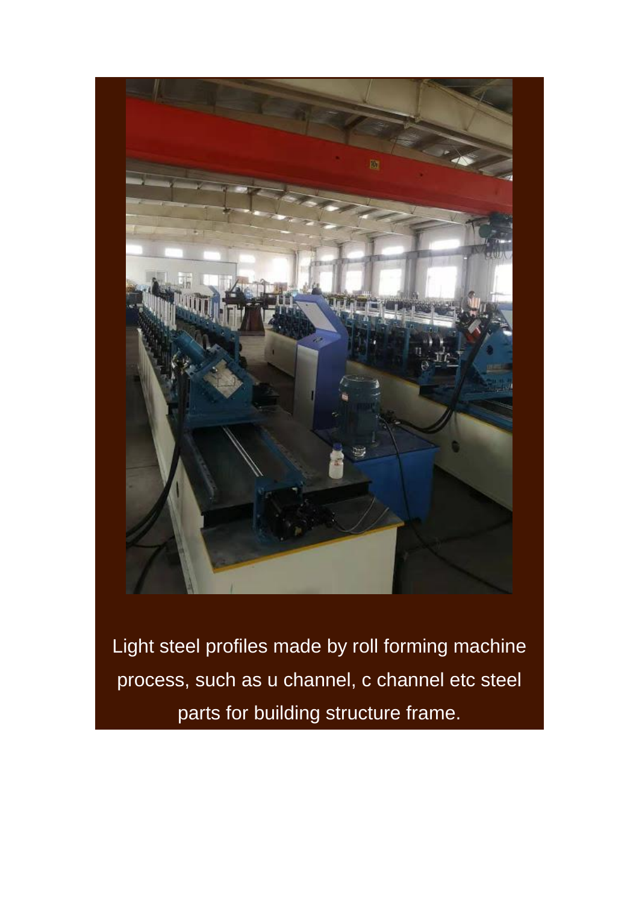Light steel profiles made by roll forming machine process, such as u channel, c channel etc steel parts for building structure frame.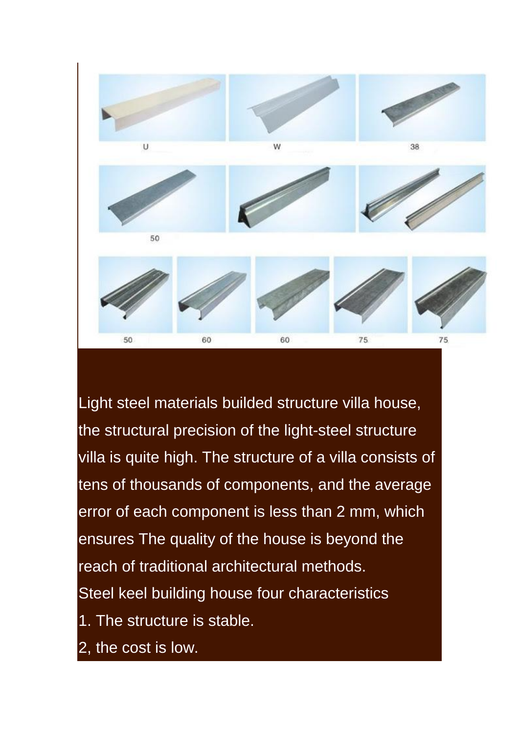Light steel materials builded structure villa house, the structural precision of the light-steel structure villa is quite high. The structure of a villa consists of tens of thousands of components, and the average error of each component is less than 2 mm, which ensures The quality of the house is beyond the reach of traditional architectural methods.

Steel keel building house four characteristics

1. The structure is stable.

2, the cost is low.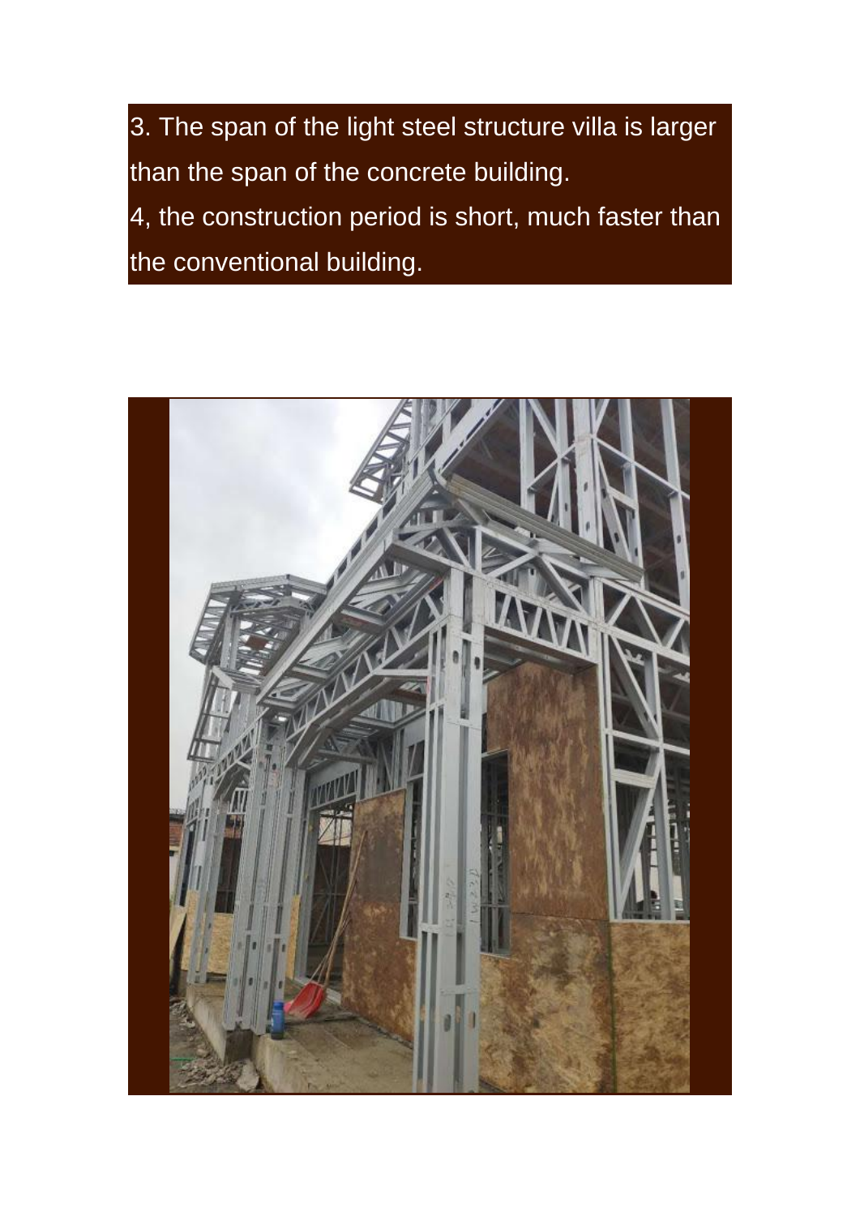3. The span of the light steel structure villa is larger than the span of the concrete building.

4, the construction period is short, much faster than the conventional building.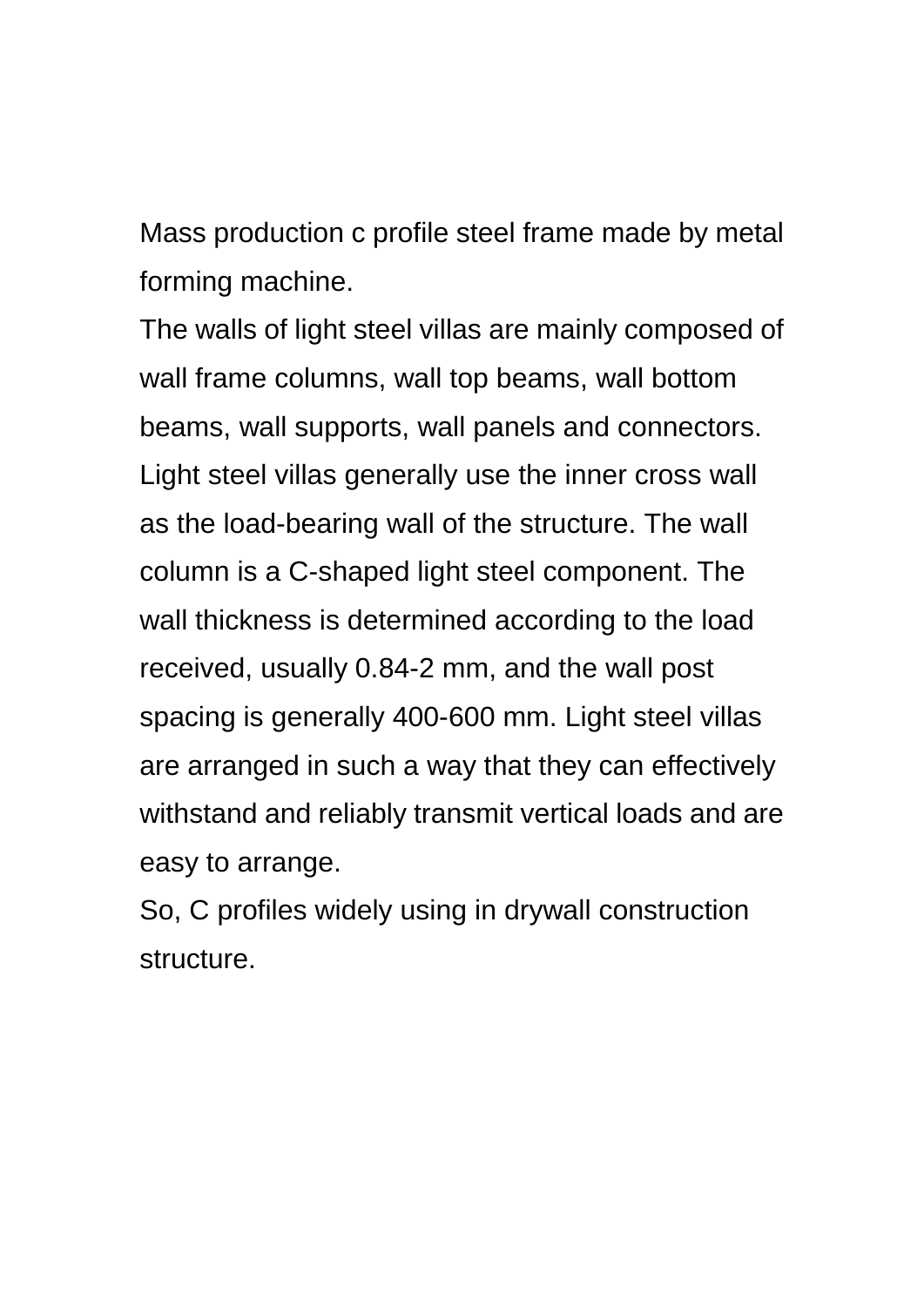Mass production c profile steel frame made by metal forming machine.

The walls of light steel villas are mainly composed of wall frame columns, wall top beams, wall bottom beams, wall supports, wall panels and connectors. Light steel villas generally use the inner cross wall as the load-bearing wall of the structure. The wall column is a C-shaped light steel component. The wall thickness is determined according to the load received, usually 0.84-2 mm, and the wall post spacing is generally 400-600 mm. Light steel villas are arranged in such a way that they can effectively withstand and reliably transmit vertical loads and are easy to arrange.

So, C profiles widely using in drywall construction structure.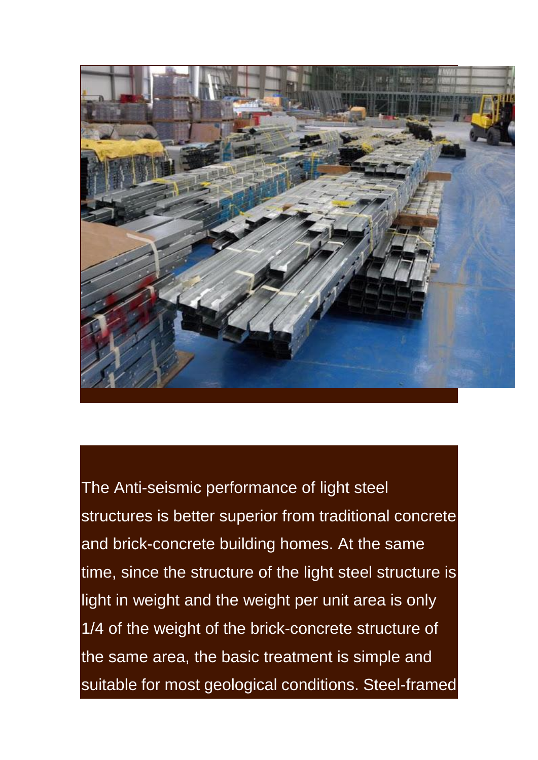The Anti-seismic performance of light steel structures is better superior from traditional concrete and brick-concrete building homes. At the same time, since the structure of the light steel structure is light in weight and the weight per unit area is only 1/4 of the weight of the brick-concrete structure of the same area, the basic treatment is simple and suitable for most geological conditions. Steel-framed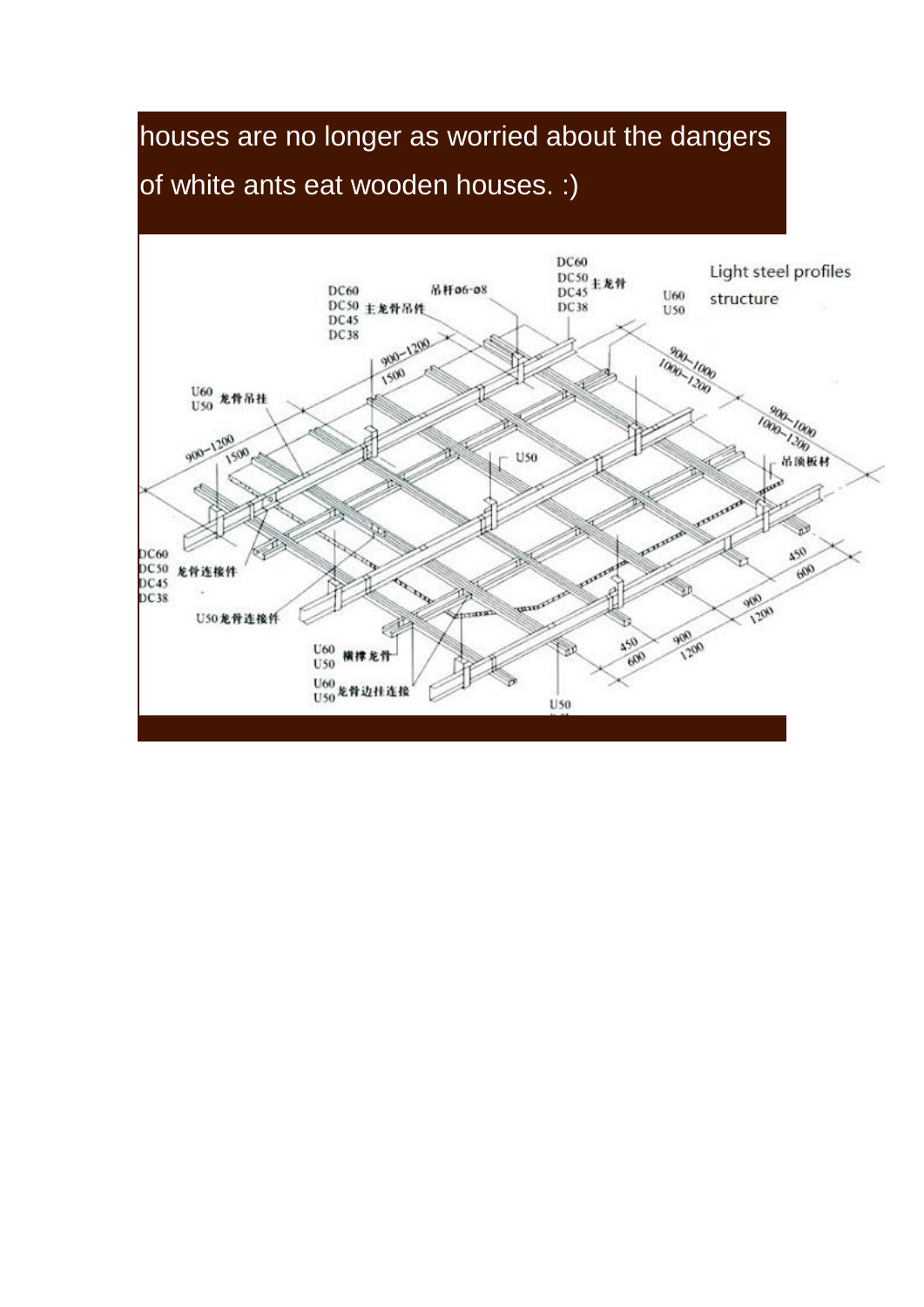houses are no longer as worried about the dangers of white ants eat wooden houses. :)

Light steel profiles structure

DC60
DC50
DC45
DC38
主龙骨

吊杆ø6-ø8

DC60
DC50
DC45
DC38
主龙骨吊件

U60
U50

900–1200
1500

U60
U50
龙骨吊挂

900–1000
1000–1200

900–1000
1000–1200

900–1200
1500

U50

吊顶板材

DC60
DC50
DC45
DC38
龙骨连接件

U50龙骨连接件

450
600

900
1200

450
600

900
1200

U60
U50
横撑龙骨

U60
U50
龙骨边挂连接

U50